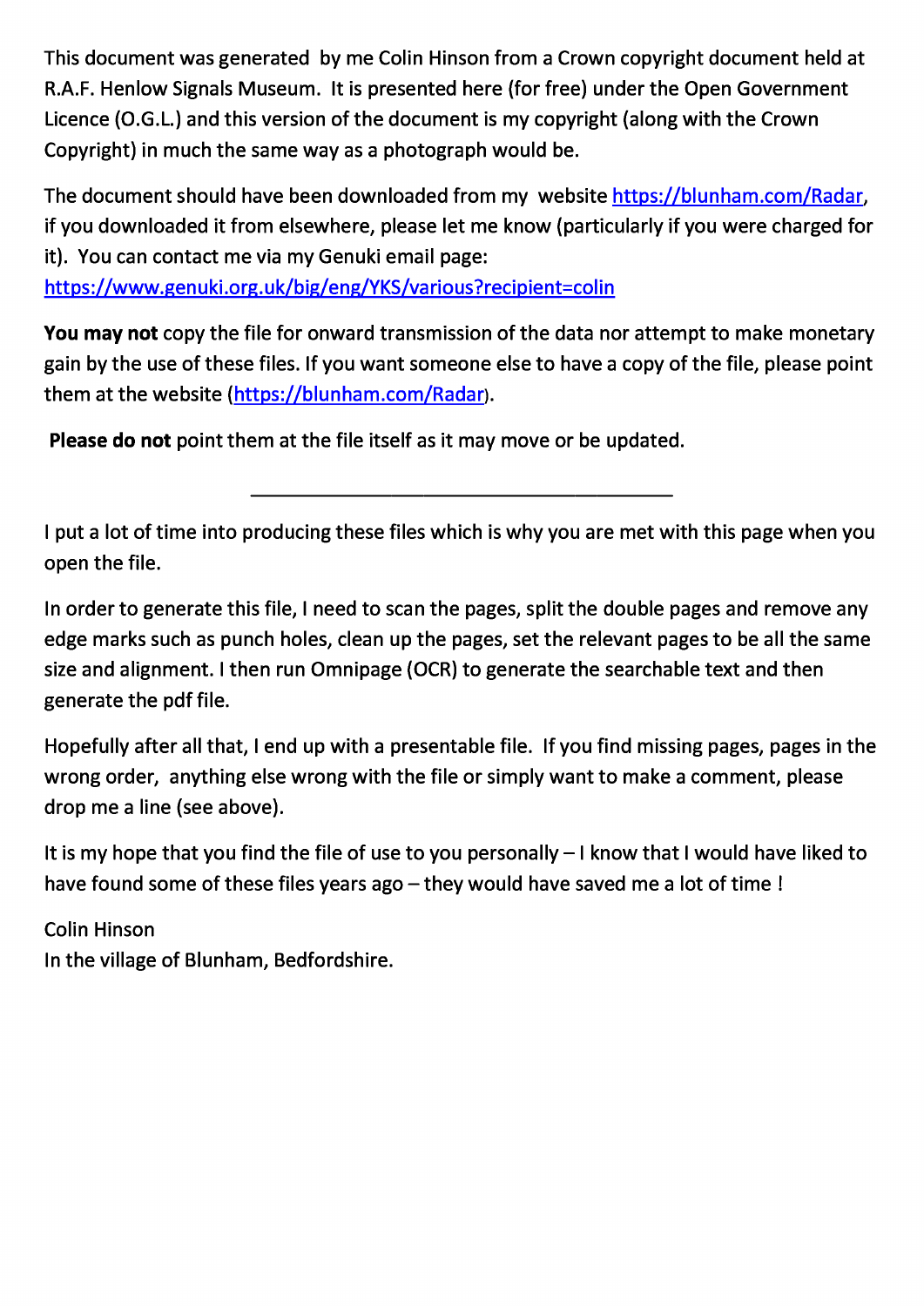This document was generated by me Colin Hinson from a Crown copyright document held at R.A.F. Henlow Signals Museum. It is presented here (for free) under the Open Government Licence (O.G.L.) and this version of the document is my copyright (along with the Crown Copyright) in much the same way as a photograph would be.

The document should have been downloaded from my website https://blunham.com/Radar, if you downloaded it from elsewhere, please let me know (particularly if you were charged for it). You can contact me via my Genuki email page: https://www.genuki.org.uk/big/eng/YKS/various?recipient=colin

**You may not** copy the file for onward transmission of the data nor attempt to make monetary gain by the use of these files. If you want someone else to have a copy of the file, please point them at the website (https://blunham.com/Radar).

**Please do not** point them at the file itself as it may move or be updated.

---

I put a lot of time into producing these files which is why you are met with this page when you open the file.

In order to generate this file, I need to scan the pages, split the double pages and remove any edge marks such as punch holes, clean up the pages, set the relevant pages to be all the same size and alignment. I then run Omnipage (OCR) to generate the searchable text and then generate the pdf file.

Hopefully after all that, I end up with a presentable file. If you find missing pages, pages in the wrong order, anything else wrong with the file or simply want to make a comment, please drop me a line (see above).

It is my hope that you find the file of use to you personally – I know that I would have liked to have found some of these files years ago – they would have saved me a lot of time !

Colin Hinson
In the village of Blunham, Bedfordshire.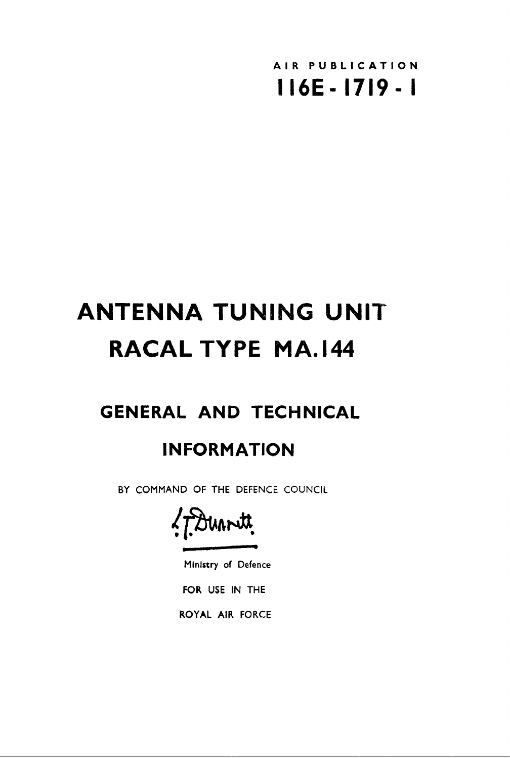AIR PUBLICATION

# 116E-1719-1

# ANTENNA TUNING UNIT

# RACAL TYPE MA.144

## GENERAL AND TECHNICAL INFORMATION

BY COMMAND OF THE DEFENCE COUNCIL

Ministry of Defence

FOR USE IN THE

ROYAL AIR FORCE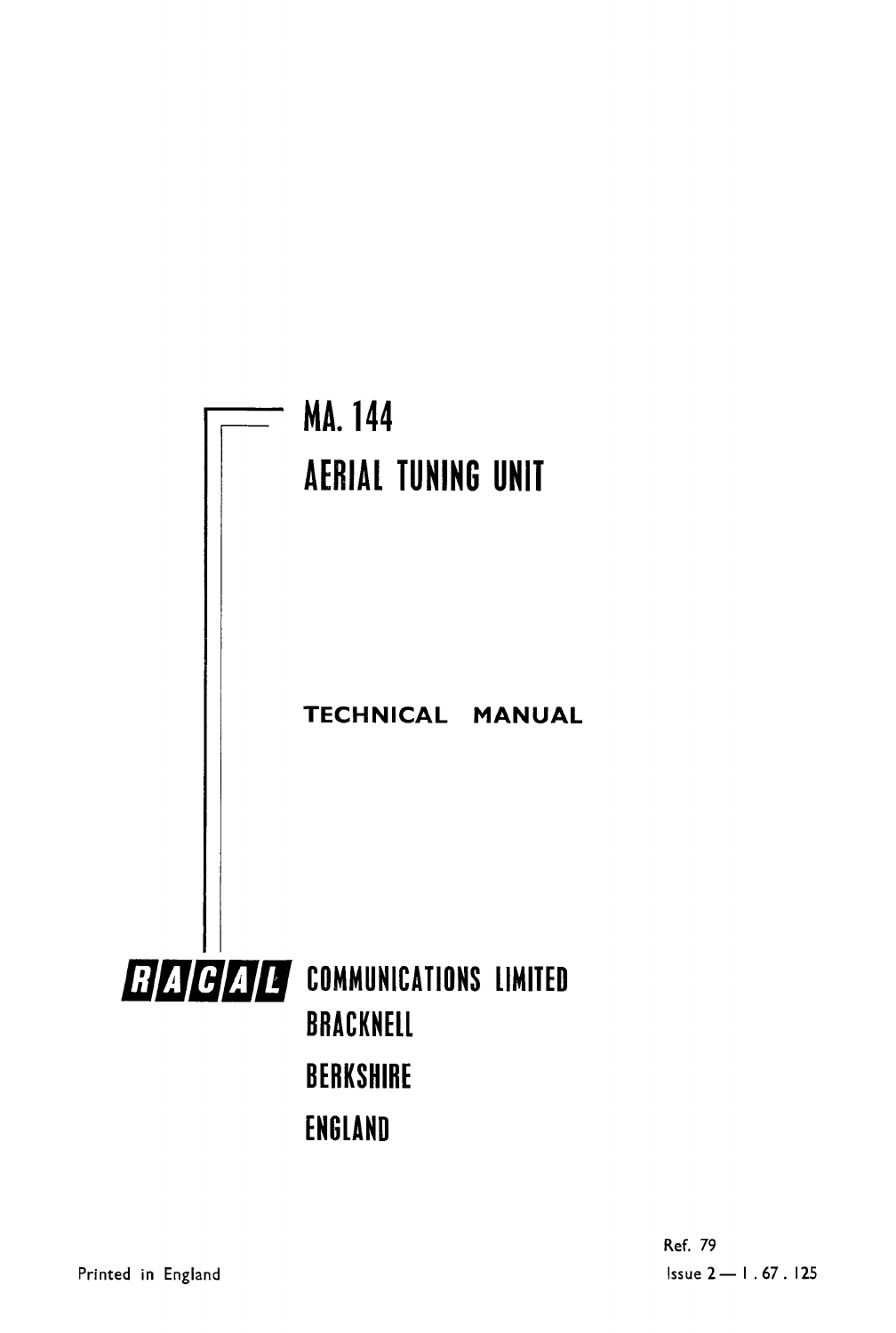# MA. 144

# AERIAL TUNING UNIT

## TECHNICAL MANUAL

RACAL COMMUNICATIONS LIMITED
BRACKNELL
BERKSHIRE
ENGLAND

Printed in England

Ref. 79
Issue 2 — 1 . 67 . 125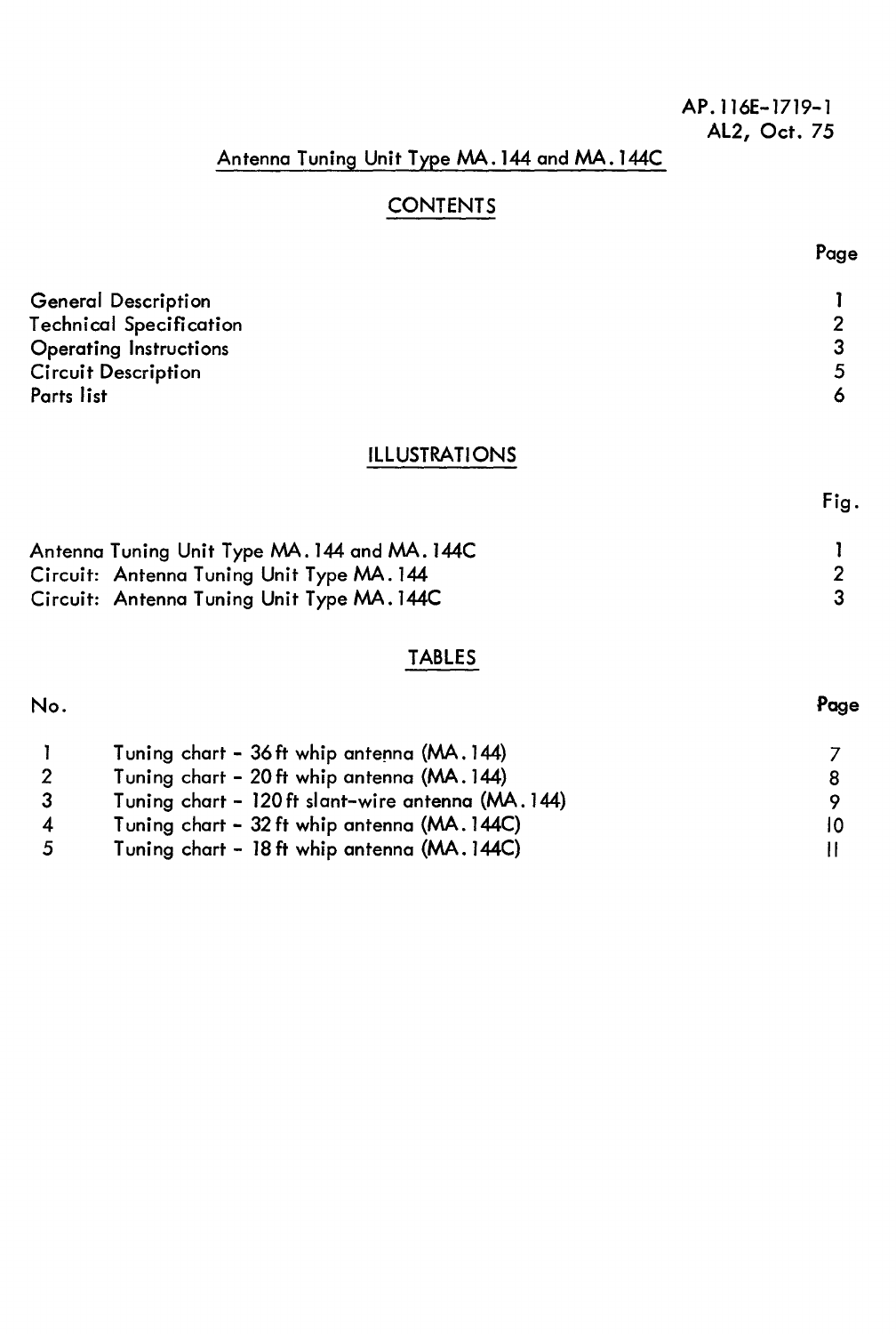AP.116E-1719-1
AL2, Oct. 75

## Antenna Tuning Unit Type MA.144 and MA.144C

### CONTENTS

| | Page |
|---|---|
| General Description | 1 |
| Technical Specification | 2 |
| Operating Instructions | 3 |
| Circuit Description | 5 |
| Parts list | 6 |

### ILLUSTRATIONS

| | Fig. |
|---|---|
| Antenna Tuning Unit Type MA.144 and MA.144C | 1 |
| Circuit: Antenna Tuning Unit Type MA.144 | 2 |
| Circuit: Antenna Tuning Unit Type MA.144C | 3 |

### TABLES

| No. | | Page |
|---|---|---|
| 1 | Tuning chart - 36 ft whip antenna (MA.144) | 7 |
| 2 | Tuning chart - 20 ft whip antenna (MA.144) | 8 |
| 3 | Tuning chart - 120 ft slant-wire antenna (MA.144) | 9 |
| 4 | Tuning chart - 32 ft whip antenna (MA.144C) | 10 |
| 5 | Tuning chart - 18 ft whip antenna (MA.144C) | 11 |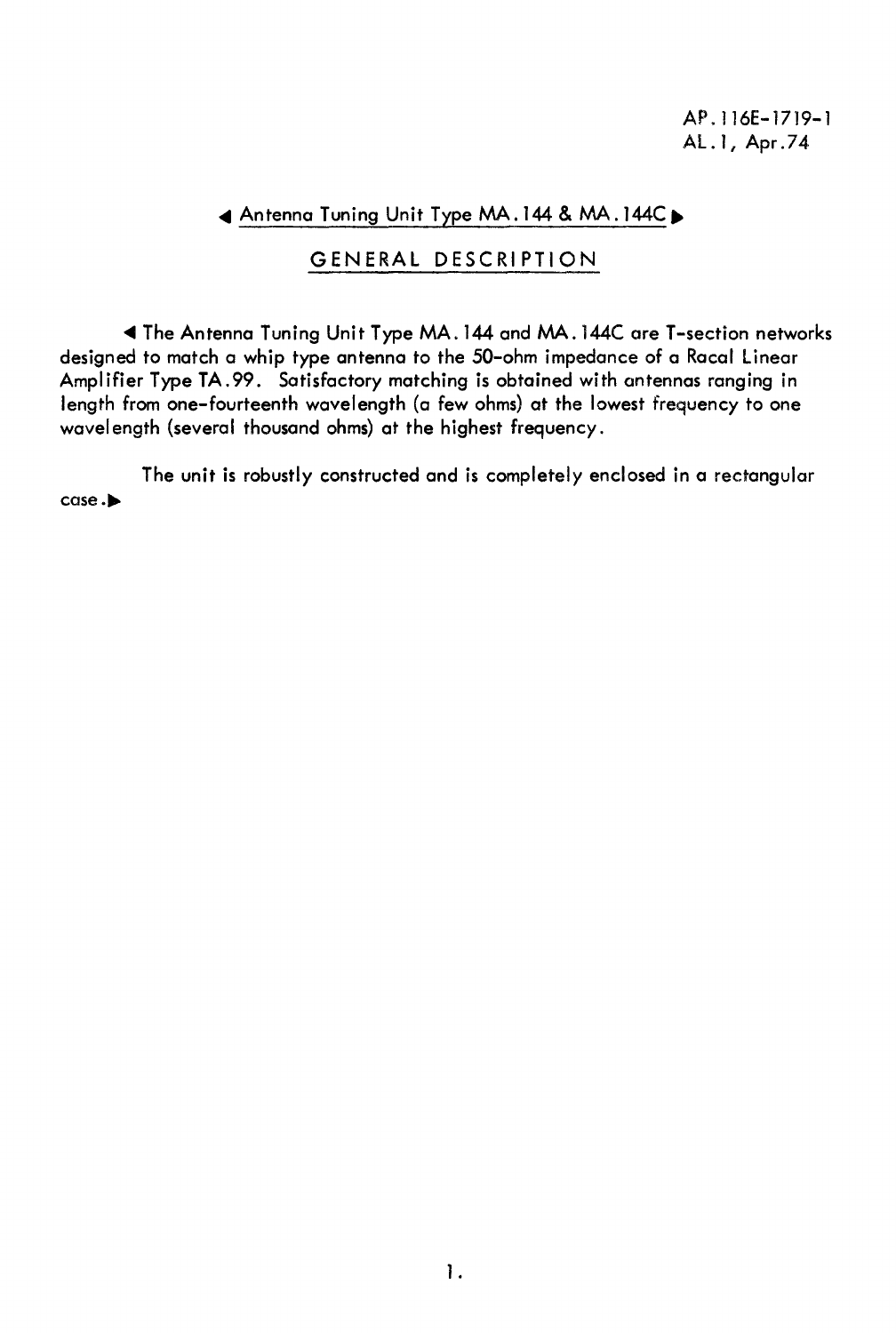AP.116E-1719-1
AL.1, Apr.74

## ◀ Antenna Tuning Unit Type MA.144 & MA.144C ▶

## GENERAL DESCRIPTION

◀ The Antenna Tuning Unit Type MA.144 and MA.144C are T-section networks designed to match a whip type antenna to the 50-ohm impedance of a Racal Linear Amplifier Type TA.99. Satisfactory matching is obtained with antennas ranging in length from one-fourteenth wavelength (a few ohms) at the lowest frequency to one wavelength (several thousand ohms) at the highest frequency.

The unit is robustly constructed and is completely enclosed in a rectangular case.▶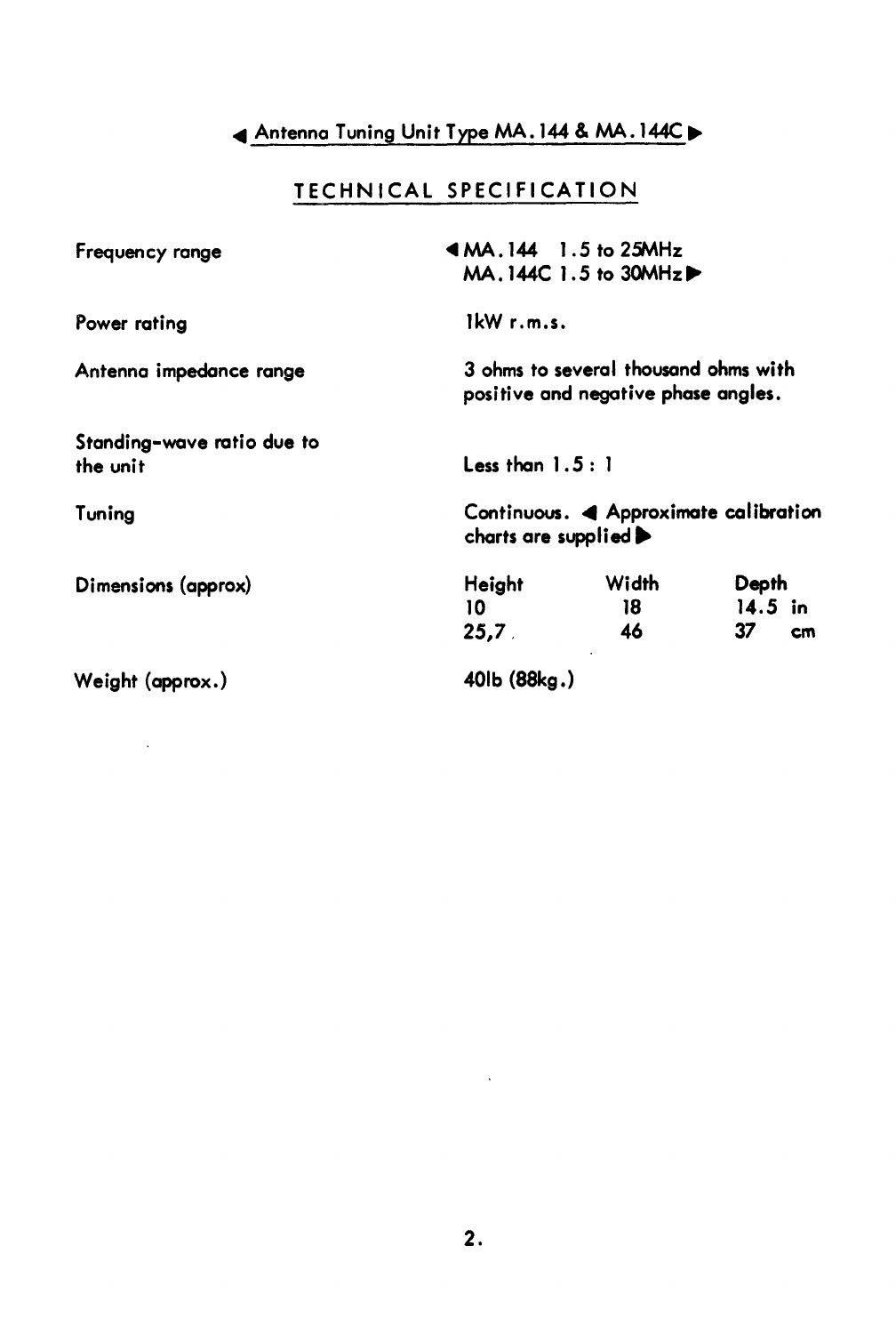◀ Antenna Tuning Unit Type MA.144 & MA.144C ▶

## TECHNICAL SPECIFICATION

| | |
|---|---|
| Frequency range | ◀ MA.144 1.5 to 25MHz<br>MA.144C 1.5 to 30MHz ▶ |
| Power rating | 1kW r.m.s. |
| Antenna impedance range | 3 ohms to several thousand ohms with positive and negative phase angles. |
| Standing-wave ratio due to the unit | Less than 1.5 : 1 |
| Tuning | Continuous. ◀ Approximate calibration charts are supplied ▶ |
| Dimensions (approx) | Height 10 / 25,7 — Width 18 / 46 — Depth 14.5 in / 37 cm |
| Weight (approx.) | 40lb (88kg.) |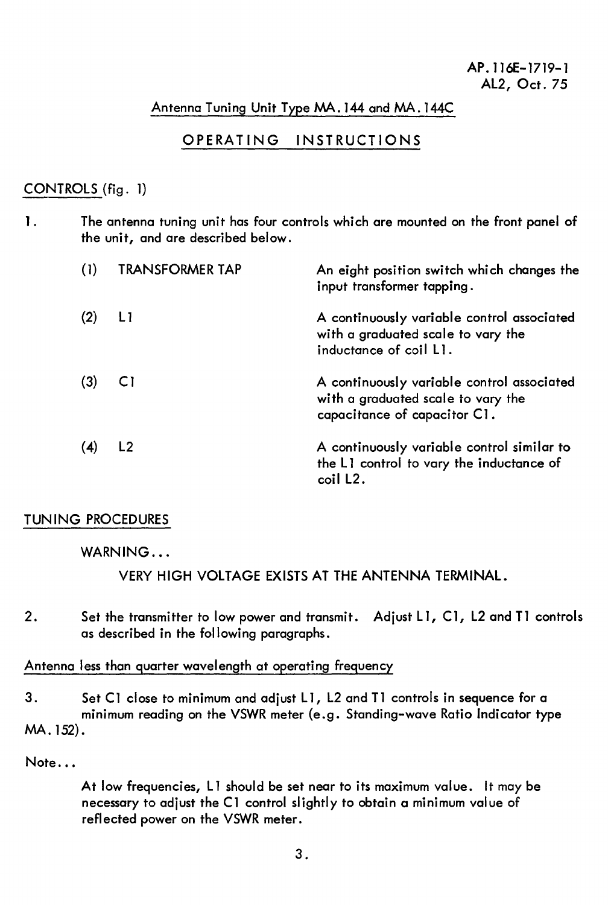## Antenna Tuning Unit Type MA.144 and MA.144C

## OPERATING INSTRUCTIONS

### CONTROLS (fig. 1)

1. The antenna tuning unit has four controls which are mounted on the front panel of the unit, and are described below.

| | | |
|---|---|---|
| (1) | TRANSFORMER TAP | An eight position switch which changes the input transformer tapping. |
| (2) | L1 | A continuously variable control associated with a graduated scale to vary the inductance of coil L1. |
| (3) | C1 | A continuously variable control associated with a graduated scale to vary the capacitance of capacitor C1. |
| (4) | L2 | A continuously variable control similar to the L1 control to vary the inductance of coil L2. |

### TUNING PROCEDURES

WARNING...

VERY HIGH VOLTAGE EXISTS AT THE ANTENNA TERMINAL.

2. Set the transmitter to low power and transmit. Adjust L1, C1, L2 and T1 controls as described in the following paragraphs.

#### Antenna less than quarter wavelength at operating frequency

3. Set C1 close to minimum and adjust L1, L2 and T1 controls in sequence for a minimum reading on the VSWR meter (e.g. Standing-wave Ratio Indicator type MA.152).

Note...

At low frequencies, L1 should be set near to its maximum value. It may be necessary to adjust the C1 control slightly to obtain a minimum value of reflected power on the VSWR meter.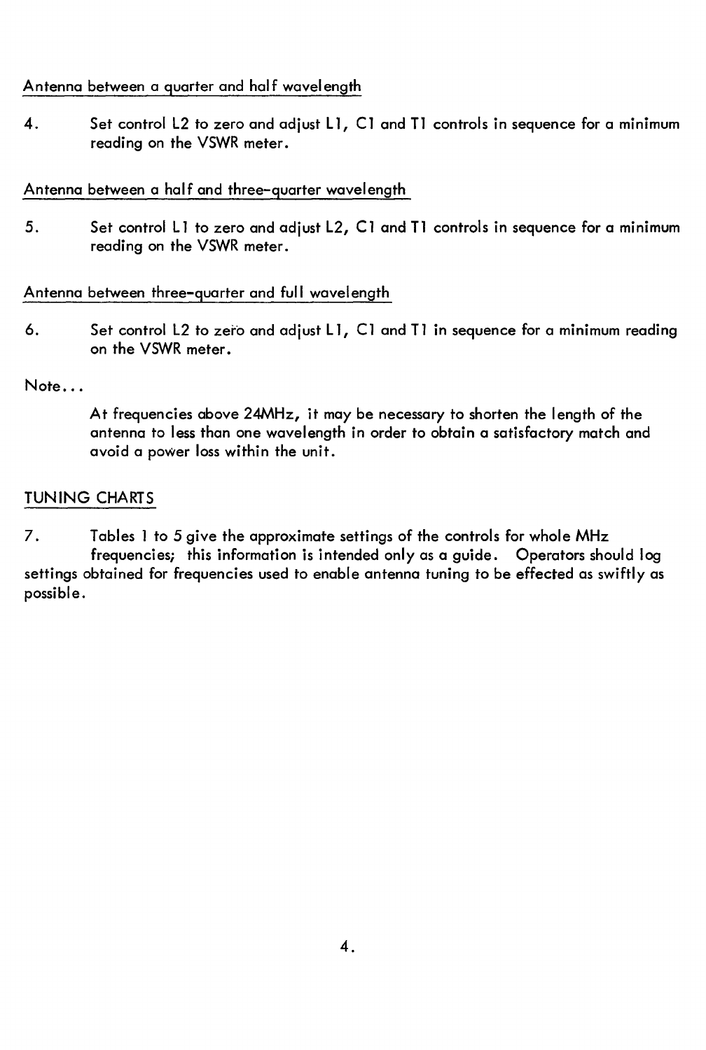Antenna between a quarter and half wavelength

4. Set control L2 to zero and adjust L1, C1 and T1 controls in sequence for a minimum reading on the VSWR meter.

Antenna between a half and three-quarter wavelength

5. Set control L1 to zero and adjust L2, C1 and T1 controls in sequence for a minimum reading on the VSWR meter.

Antenna between three-quarter and full wavelength

6. Set control L2 to zero and adjust L1, C1 and T1 in sequence for a minimum reading on the VSWR meter.

Note...

At frequencies above 24MHz, it may be necessary to shorten the length of the antenna to less than one wavelength in order to obtain a satisfactory match and avoid a power loss within the unit.

## TUNING CHARTS

7. Tables 1 to 5 give the approximate settings of the controls for whole MHz frequencies; this information is intended only as a guide. Operators should log settings obtained for frequencies used to enable antenna tuning to be effected as swiftly as possible.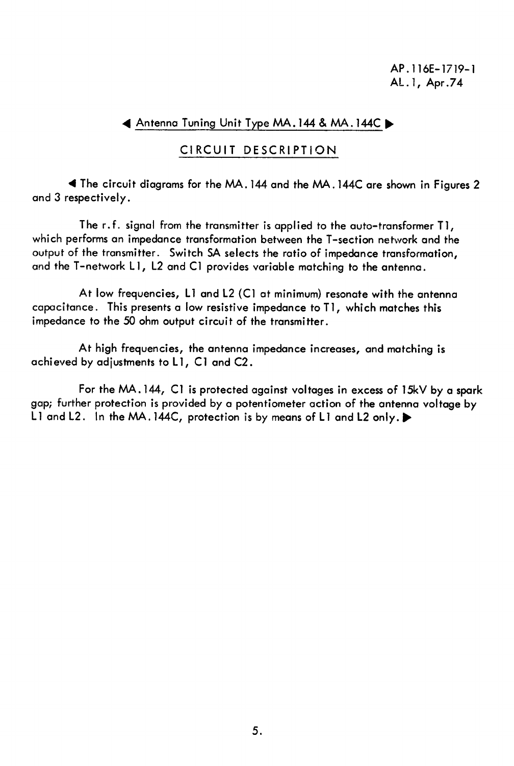## ◀ Antenna Tuning Unit Type MA.144 & MA.144C ▶

## CIRCUIT DESCRIPTION

◀ The circuit diagrams for the MA.144 and the MA.144C are shown in Figures 2 and 3 respectively.

The r.f. signal from the transmitter is applied to the auto-transformer T1, which performs an impedance transformation between the T-section network and the output of the transmitter. Switch SA selects the ratio of impedance transformation, and the T-network L1, L2 and C1 provides variable matching to the antenna.

At low frequencies, L1 and L2 (C1 at minimum) resonate with the antenna capacitance. This presents a low resistive impedance to T1, which matches this impedance to the 50 ohm output circuit of the transmitter.

At high frequencies, the antenna impedance increases, and matching is achieved by adjustments to L1, C1 and C2.

For the MA.144, C1 is protected against voltages in excess of 15kV by a spark gap; further protection is provided by a potentiometer action of the antenna voltage by L1 and L2. In the MA.144C, protection is by means of L1 and L2 only. ▶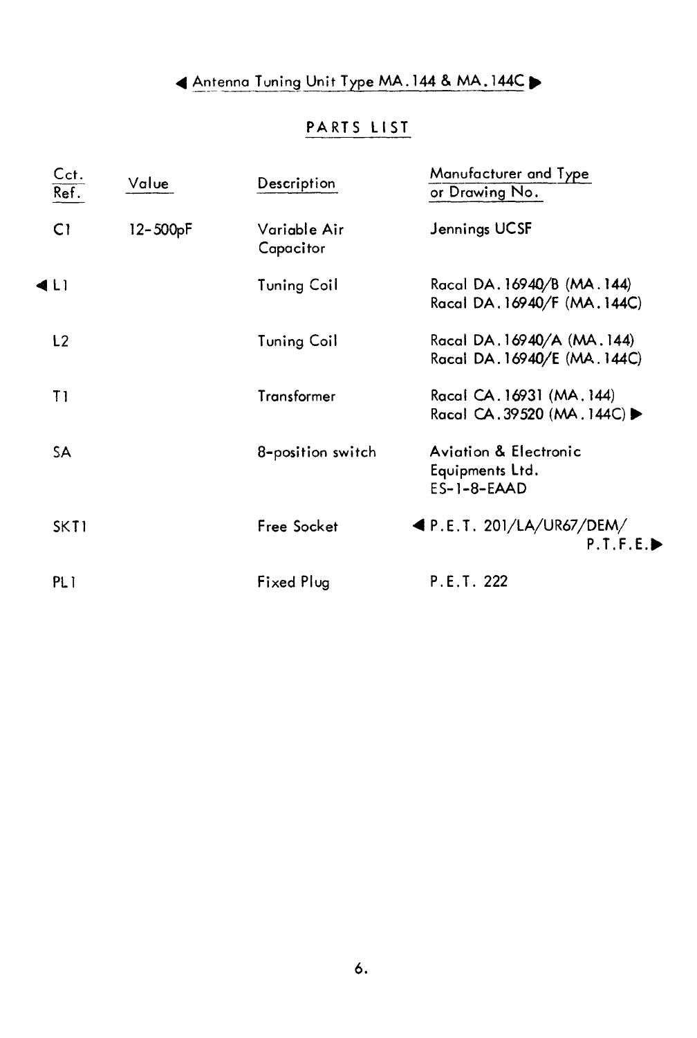## ◀ Antenna Tuning Unit Type MA.144 & MA.144C ▶

### PARTS LIST

| Cct. Ref. | Value | Description | Manufacturer and Type or Drawing No. |
|---|---|---|---|
| C1 | 12-500pF | Variable Air Capacitor | Jennings UCSF |
| ◀ L1 | | Tuning Coil | Racal DA.16940/B (MA.144)<br>Racal DA.16940/F (MA.144C) |
| L2 | | Tuning Coil | Racal DA.16940/A (MA.144)<br>Racal DA.16940/E (MA.144C) |
| T1 | | Transformer | Racal CA.16931 (MA.144)<br>Racal CA.39520 (MA.144C) ▶ |
| SA | | 8-position switch | Aviation & Electronic Equipments Ltd.<br>ES-1-8-EAAD |
| SKT1 | | Free Socket | ◀ P.E.T. 201/LA/UR67/DEM/ P.T.F.E. ▶ |
| PL1 | | Fixed Plug | P.E.T. 222 |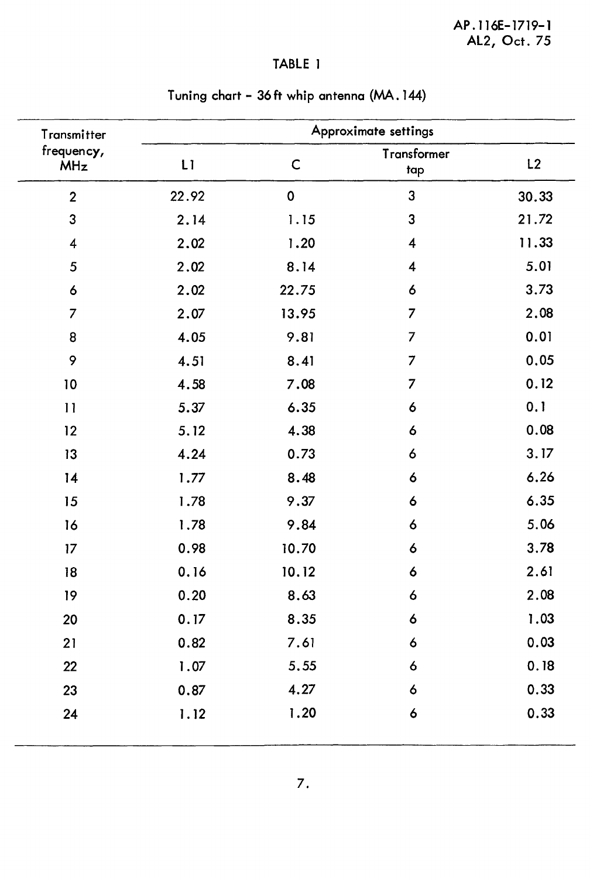## TABLE 1

### Tuning chart - 36 ft whip antenna (MA.144)

| Transmitter frequency, MHz | Approximate settings | | | |
|---|---|---|---|---|
| | L1 | C | Transformer tap | L2 |
| 2 | 22.92 | 0 | 3 | 30.33 |
| 3 | 2.14 | 1.15 | 3 | 21.72 |
| 4 | 2.02 | 1.20 | 4 | 11.33 |
| 5 | 2.02 | 8.14 | 4 | 5.01 |
| 6 | 2.02 | 22.75 | 6 | 3.73 |
| 7 | 2.07 | 13.95 | 7 | 2.08 |
| 8 | 4.05 | 9.81 | 7 | 0.01 |
| 9 | 4.51 | 8.41 | 7 | 0.05 |
| 10 | 4.58 | 7.08 | 7 | 0.12 |
| 11 | 5.37 | 6.35 | 6 | 0.1 |
| 12 | 5.12 | 4.38 | 6 | 0.08 |
| 13 | 4.24 | 0.73 | 6 | 3.17 |
| 14 | 1.77 | 8.48 | 6 | 6.26 |
| 15 | 1.78 | 9.37 | 6 | 6.35 |
| 16 | 1.78 | 9.84 | 6 | 5.06 |
| 17 | 0.98 | 10.70 | 6 | 3.78 |
| 18 | 0.16 | 10.12 | 6 | 2.61 |
| 19 | 0.20 | 8.63 | 6 | 2.08 |
| 20 | 0.17 | 8.35 | 6 | 1.03 |
| 21 | 0.82 | 7.61 | 6 | 0.03 |
| 22 | 1.07 | 5.55 | 6 | 0.18 |
| 23 | 0.87 | 4.27 | 6 | 0.33 |
| 24 | 1.12 | 1.20 | 6 | 0.33 |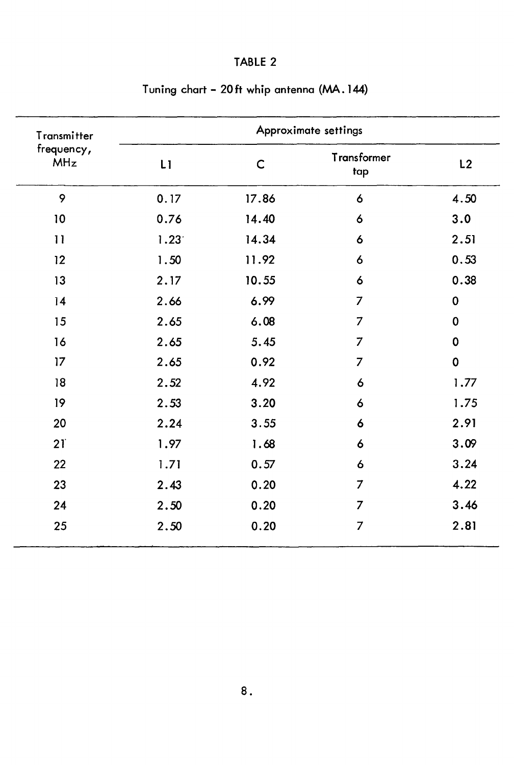TABLE 2

Tuning chart - 20 ft whip antenna (MA. 144)

| Transmitter frequency, MHz | Approximate settings | | | |
|---|---|---|---|---|
| | L1 | C | Transformer tap | L2 |
| 9 | 0.17 | 17.86 | 6 | 4.50 |
| 10 | 0.76 | 14.40 | 6 | 3.0 |
| 11 | 1.23 | 14.34 | 6 | 2.51 |
| 12 | 1.50 | 11.92 | 6 | 0.53 |
| 13 | 2.17 | 10.55 | 6 | 0.38 |
| 14 | 2.66 | 6.99 | 7 | 0 |
| 15 | 2.65 | 6.08 | 7 | 0 |
| 16 | 2.65 | 5.45 | 7 | 0 |
| 17 | 2.65 | 0.92 | 7 | 0 |
| 18 | 2.52 | 4.92 | 6 | 1.77 |
| 19 | 2.53 | 3.20 | 6 | 1.75 |
| 20 | 2.24 | 3.55 | 6 | 2.91 |
| 21 | 1.97 | 1.68 | 6 | 3.09 |
| 22 | 1.71 | 0.57 | 6 | 3.24 |
| 23 | 2.43 | 0.20 | 7 | 4.22 |
| 24 | 2.50 | 0.20 | 7 | 3.46 |
| 25 | 2.50 | 0.20 | 7 | 2.81 |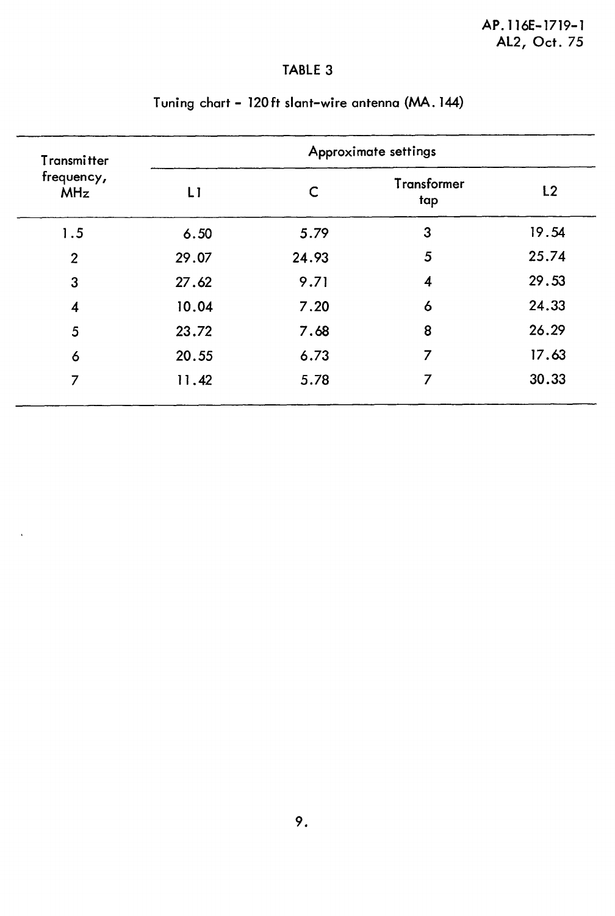TABLE 3

Tuning chart - 120 ft slant-wire antenna (MA. 144)

| Transmitter frequency, MHz | Approximate settings | | | |
|---|---|---|---|---|
| | L1 | C | Transformer tap | L2 |
| 1.5 | 6.50 | 5.79 | 3 | 19.54 |
| 2 | 29.07 | 24.93 | 5 | 25.74 |
| 3 | 27.62 | 9.71 | 4 | 29.53 |
| 4 | 10.04 | 7.20 | 6 | 24.33 |
| 5 | 23.72 | 7.68 | 8 | 26.29 |
| 6 | 20.55 | 6.73 | 7 | 17.63 |
| 7 | 11.42 | 5.78 | 7 | 30.33 |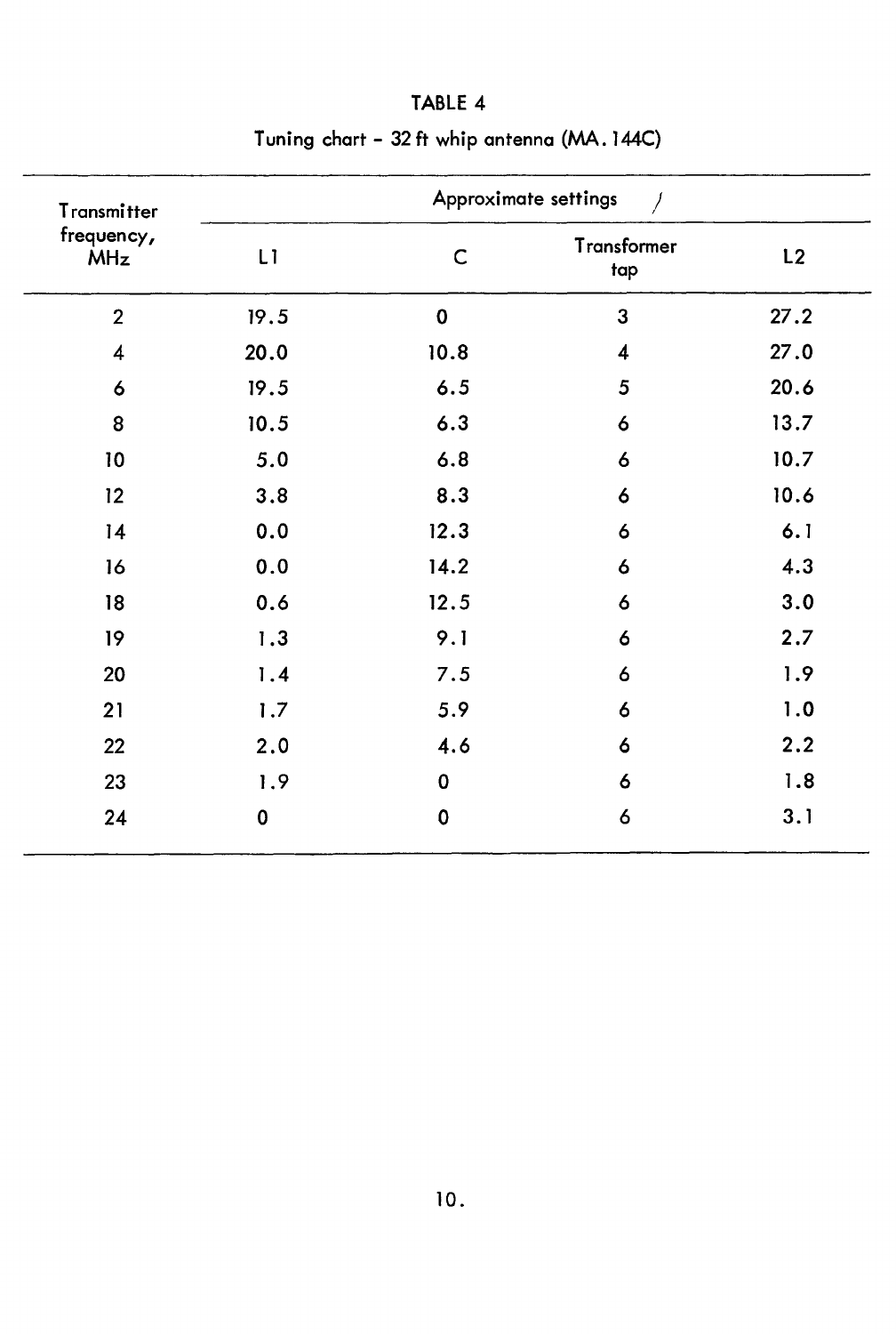## TABLE 4

Tuning chart - 32 ft whip antenna (MA. 144C)

| Transmitter frequency, MHz | Approximate settings | | | |
|---|---|---|---|---|
| | L1 | C | Transformer tap | L2 |
| 2 | 19.5 | 0 | 3 | 27.2 |
| 4 | 20.0 | 10.8 | 4 | 27.0 |
| 6 | 19.5 | 6.5 | 5 | 20.6 |
| 8 | 10.5 | 6.3 | 6 | 13.7 |
| 10 | 5.0 | 6.8 | 6 | 10.7 |
| 12 | 3.8 | 8.3 | 6 | 10.6 |
| 14 | 0.0 | 12.3 | 6 | 6.1 |
| 16 | 0.0 | 14.2 | 6 | 4.3 |
| 18 | 0.6 | 12.5 | 6 | 3.0 |
| 19 | 1.3 | 9.1 | 6 | 2.7 |
| 20 | 1.4 | 7.5 | 6 | 1.9 |
| 21 | 1.7 | 5.9 | 6 | 1.0 |
| 22 | 2.0 | 4.6 | 6 | 2.2 |
| 23 | 1.9 | 0 | 6 | 1.8 |
| 24 | 0 | 0 | 6 | 3.1 |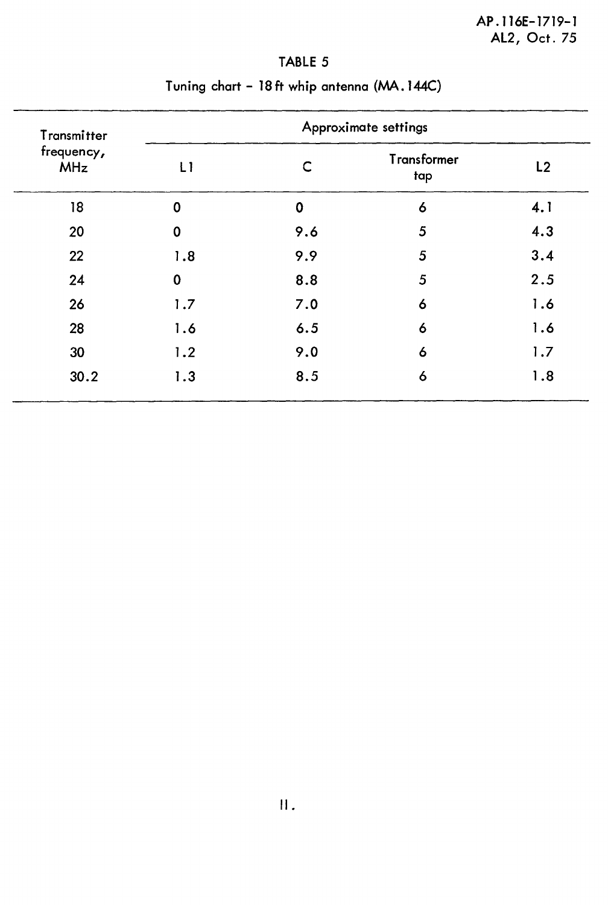TABLE 5

Tuning chart - 18 ft whip antenna (MA.144C)

| Transmitter frequency, MHz | Approximate settings | | | |
|---|---|---|---|---|
| | L1 | C | Transformer tap | L2 |
| 18 | 0 | 0 | 6 | 4.1 |
| 20 | 0 | 9.6 | 5 | 4.3 |
| 22 | 1.8 | 9.9 | 5 | 3.4 |
| 24 | 0 | 8.8 | 5 | 2.5 |
| 26 | 1.7 | 7.0 | 6 | 1.6 |
| 28 | 1.6 | 6.5 | 6 | 1.6 |
| 30 | 1.2 | 9.0 | 6 | 1.7 |
| 30.2 | 1.3 | 8.5 | 6 | 1.8 |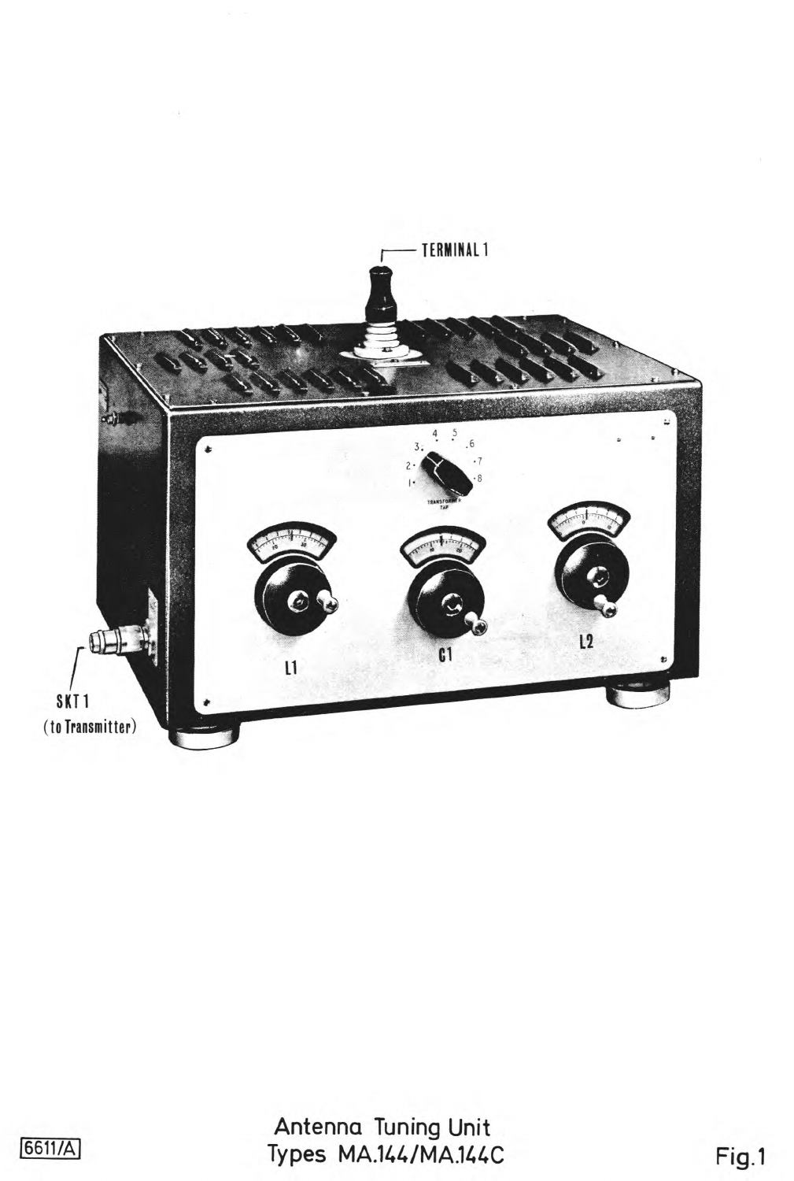TERMINAL 1

SKT 1
(to Transmitter)

L1

C1

L2

TRANSFORMER TAP

6611/A

Antenna Tuning Unit
Types MA.144/MA.144C

Fig.1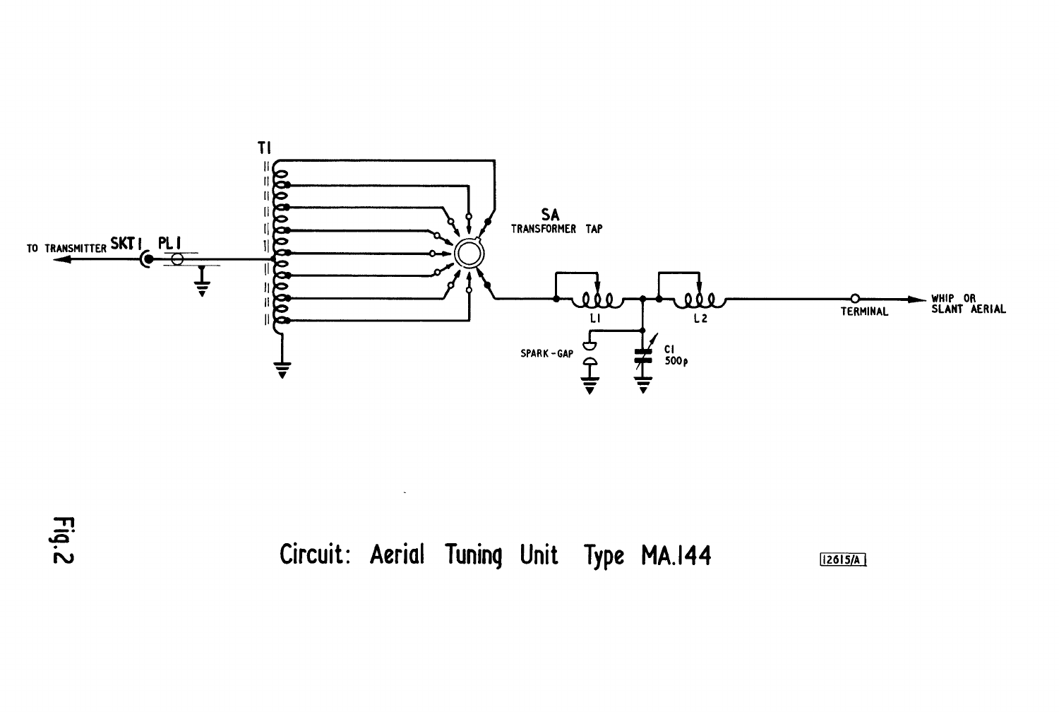TI

SA
TRANSFORMER TAP

TO TRANSMITTER SKT 1 PL 1

L1

L2

SPARK-GAP

C1
500p

TERMINAL

WHIP OR
SLANT AERIAL

Fig.2

Circuit: Aerial Tuning Unit Type MA.144

12615/A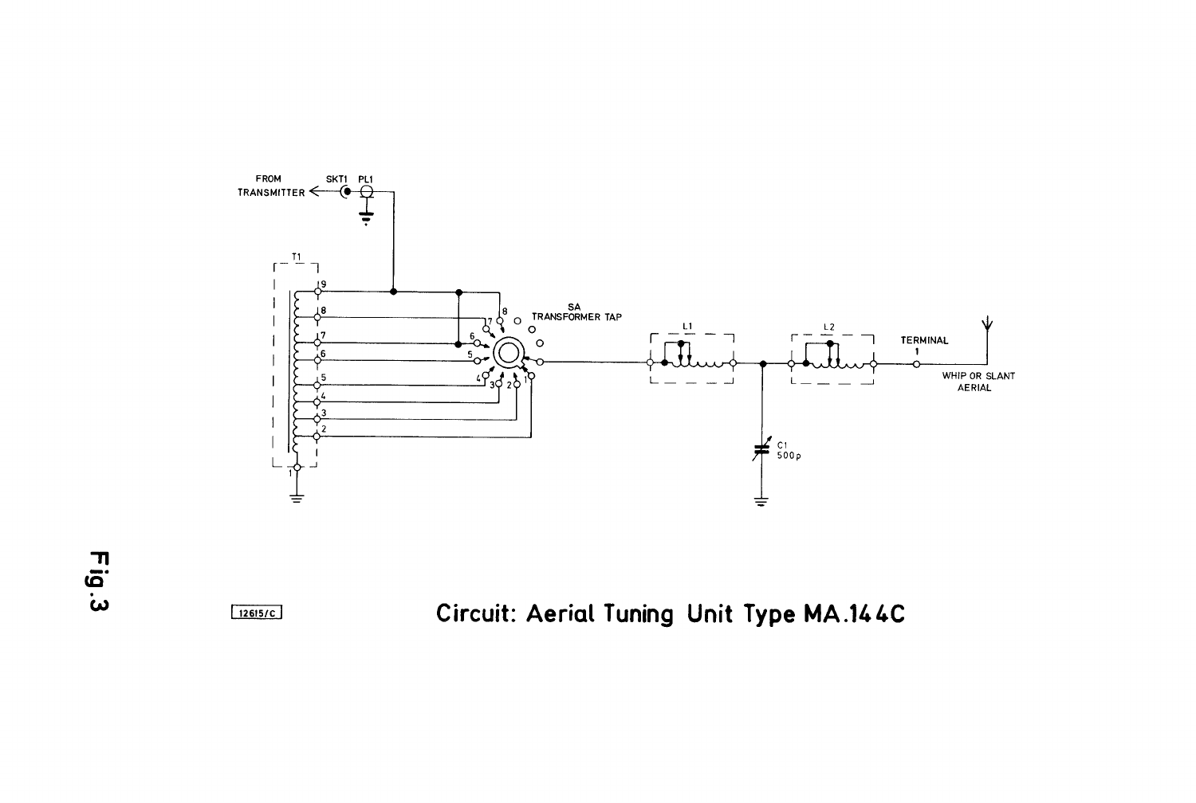FROM TRANSMITTER

SKT1 PL1

T1

SA TRANSFORMER TAP

L1

L2

TERMINAL 1

WHIP OR SLANT AERIAL

C1 500p

Fig.3

12615/C

Circuit: Aerial Tuning Unit Type MA.144C